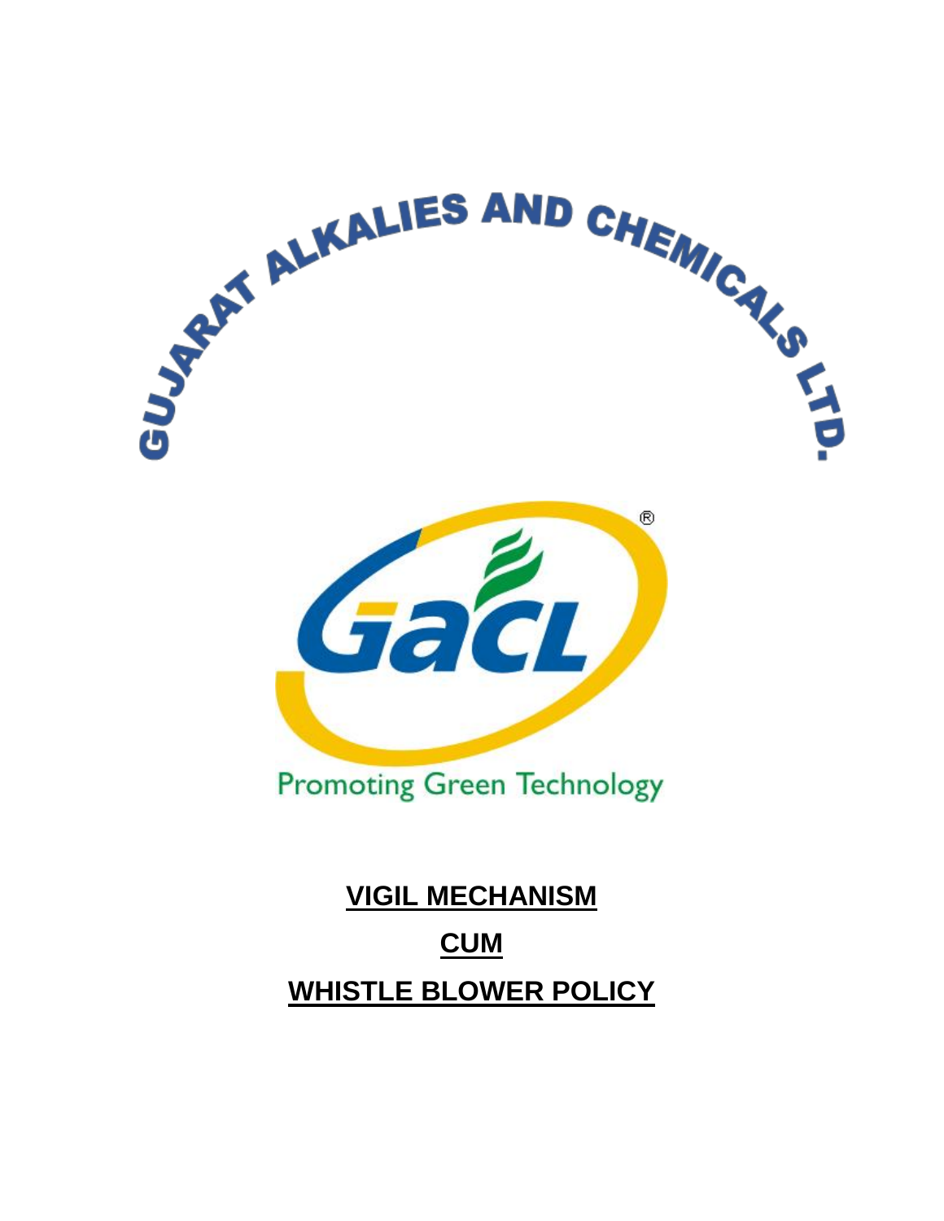GUJARAT ALKALIES AND CHEMICALS LTD.

GACL

Promoting Green Technology

# VIGIL MECHANISM

# CUM

# WHISTLE BLOWER POLICY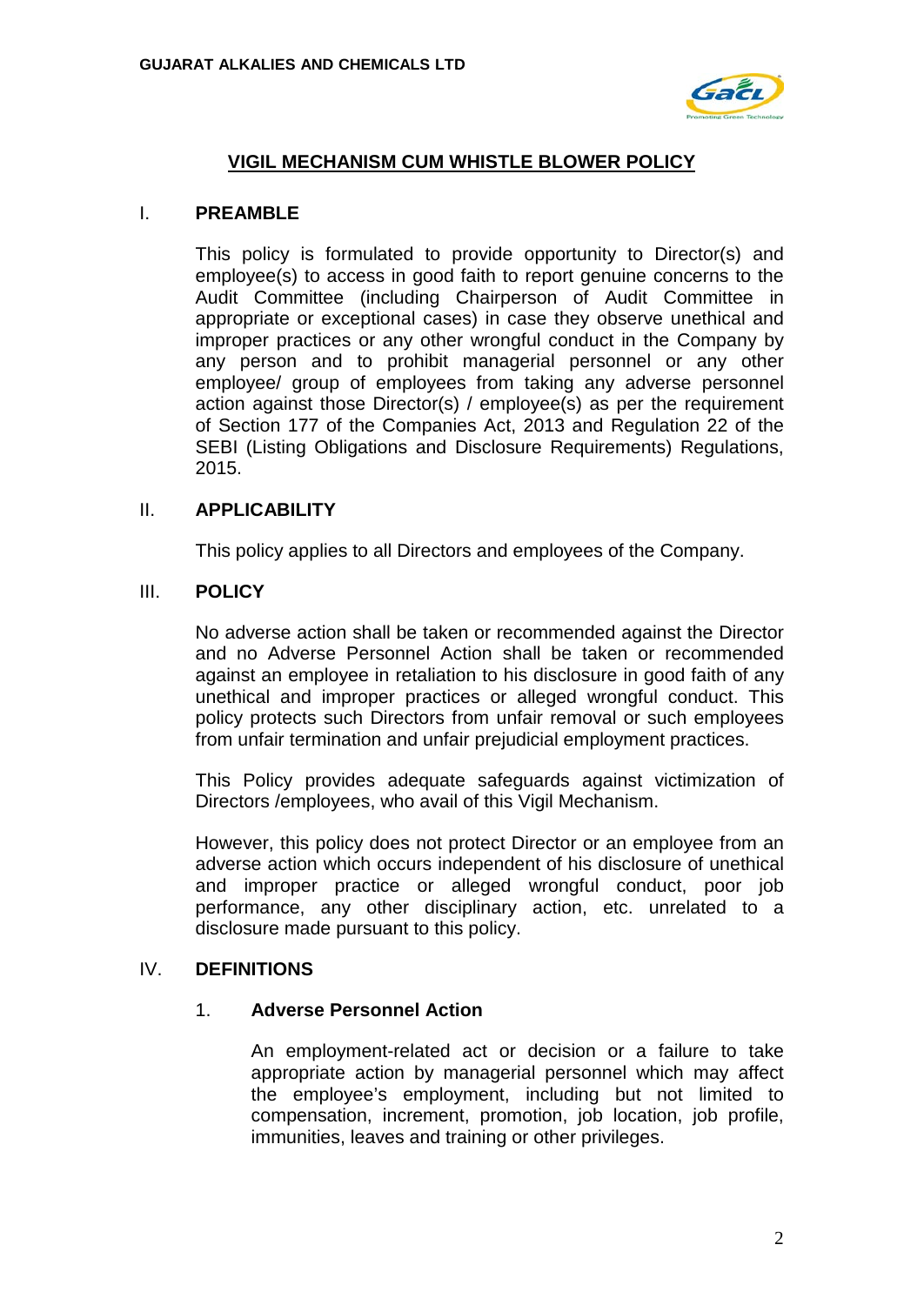## VIGIL MECHANISM CUM WHISTLE BLOWER POLICY

### I. PREAMBLE

This policy is formulated to provide opportunity to Director(s) and employee(s) to access in good faith to report genuine concerns to the Audit Committee (including Chairperson of Audit Committee in appropriate or exceptional cases) in case they observe unethical and improper practices or any other wrongful conduct in the Company by any person and to prohibit managerial personnel or any other employee/ group of employees from taking any adverse personnel action against those Director(s) / employee(s) as per the requirement of Section 177 of the Companies Act, 2013 and Regulation 22 of the SEBI (Listing Obligations and Disclosure Requirements) Regulations, 2015.

### II. APPLICABILITY

This policy applies to all Directors and employees of the Company.

### III. POLICY

No adverse action shall be taken or recommended against the Director and no Adverse Personnel Action shall be taken or recommended against an employee in retaliation to his disclosure in good faith of any unethical and improper practices or alleged wrongful conduct. This policy protects such Directors from unfair removal or such employees from unfair termination and unfair prejudicial employment practices.

This Policy provides adequate safeguards against victimization of Directors /employees, who avail of this Vigil Mechanism.

However, this policy does not protect Director or an employee from an adverse action which occurs independent of his disclosure of unethical and improper practice or alleged wrongful conduct, poor job performance, any other disciplinary action, etc. unrelated to a disclosure made pursuant to this policy.

### IV. DEFINITIONS

1. **Adverse Personnel Action**

   An employment-related act or decision or a failure to take appropriate action by managerial personnel which may affect the employee's employment, including but not limited to compensation, increment, promotion, job location, job profile, immunities, leaves and training or other privileges.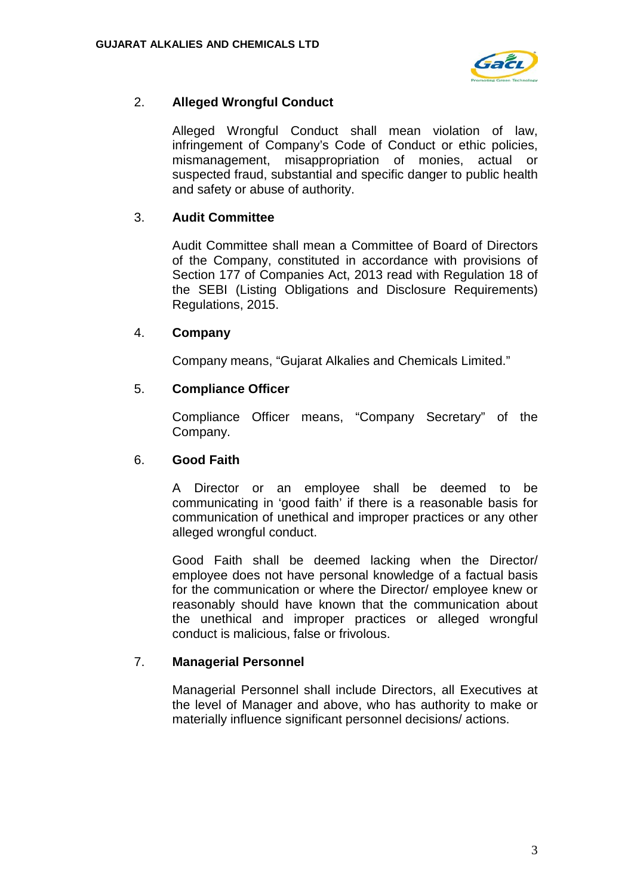2. **Alleged Wrongful Conduct**

   Alleged Wrongful Conduct shall mean violation of law, infringement of Company's Code of Conduct or ethic policies, mismanagement, misappropriation of monies, actual or suspected fraud, substantial and specific danger to public health and safety or abuse of authority.

3. **Audit Committee**

   Audit Committee shall mean a Committee of Board of Directors of the Company, constituted in accordance with provisions of Section 177 of Companies Act, 2013 read with Regulation 18 of the SEBI (Listing Obligations and Disclosure Requirements) Regulations, 2015.

4. **Company**

   Company means, "Gujarat Alkalies and Chemicals Limited."

5. **Compliance Officer**

   Compliance Officer means, "Company Secretary" of the Company.

6. **Good Faith**

   A Director or an employee shall be deemed to be communicating in 'good faith' if there is a reasonable basis for communication of unethical and improper practices or any other alleged wrongful conduct.

   Good Faith shall be deemed lacking when the Director/ employee does not have personal knowledge of a factual basis for the communication or where the Director/ employee knew or reasonably should have known that the communication about the unethical and improper practices or alleged wrongful conduct is malicious, false or frivolous.

7. **Managerial Personnel**

   Managerial Personnel shall include Directors, all Executives at the level of Manager and above, who has authority to make or materially influence significant personnel decisions/ actions.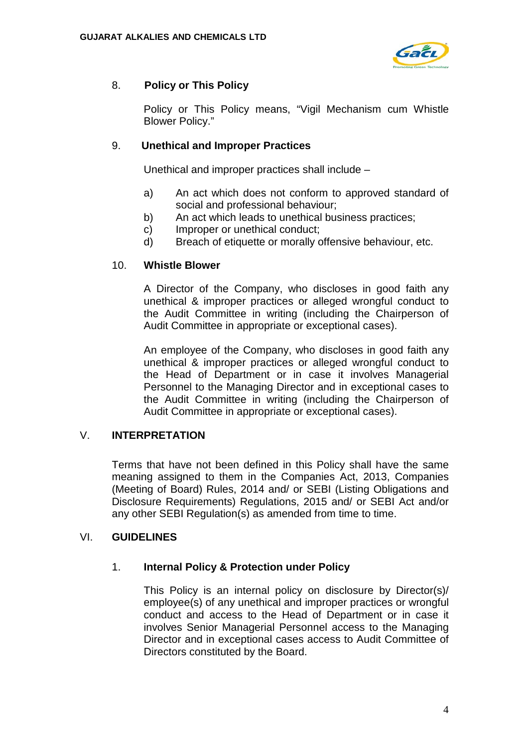8. **Policy or This Policy**

Policy or This Policy means, "Vigil Mechanism cum Whistle Blower Policy."

9. **Unethical and Improper Practices**

Unethical and improper practices shall include –

a) An act which does not conform to approved standard of social and professional behaviour;
b) An act which leads to unethical business practices;
c) Improper or unethical conduct;
d) Breach of etiquette or morally offensive behaviour, etc.

10. **Whistle Blower**

A Director of the Company, who discloses in good faith any unethical & improper practices or alleged wrongful conduct to the Audit Committee in writing (including the Chairperson of Audit Committee in appropriate or exceptional cases).

An employee of the Company, who discloses in good faith any unethical & improper practices or alleged wrongful conduct to the Head of Department or in case it involves Managerial Personnel to the Managing Director and in exceptional cases to the Audit Committee in writing (including the Chairperson of Audit Committee in appropriate or exceptional cases).

## V. INTERPRETATION

Terms that have not been defined in this Policy shall have the same meaning assigned to them in the Companies Act, 2013, Companies (Meeting of Board) Rules, 2014 and/ or SEBI (Listing Obligations and Disclosure Requirements) Regulations, 2015 and/ or SEBI Act and/or any other SEBI Regulation(s) as amended from time to time.

## VI. GUIDELINES

1. **Internal Policy & Protection under Policy**

This Policy is an internal policy on disclosure by Director(s)/ employee(s) of any unethical and improper practices or wrongful conduct and access to the Head of Department or in case it involves Senior Managerial Personnel access to the Managing Director and in exceptional cases access to Audit Committee of Directors constituted by the Board.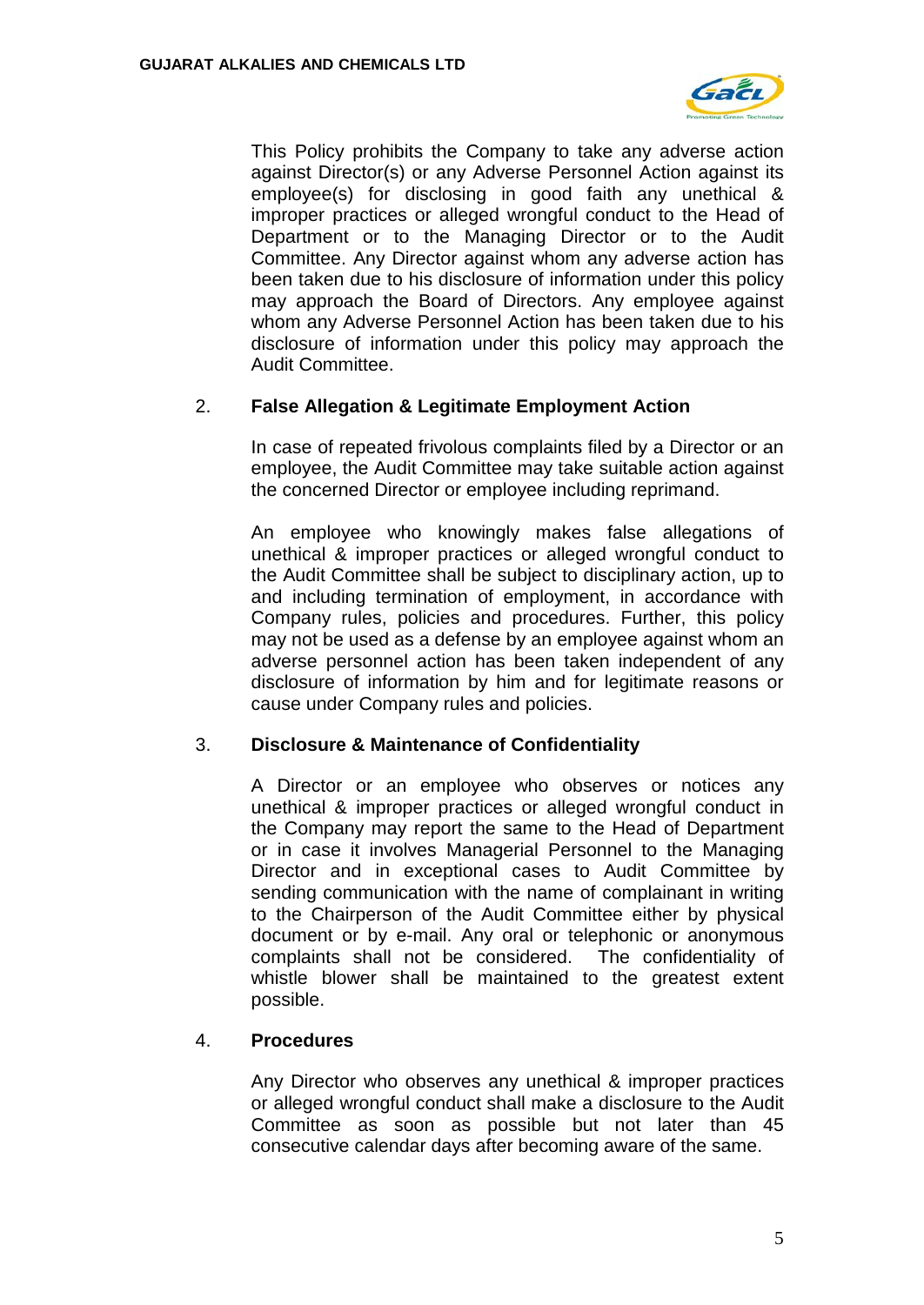This Policy prohibits the Company to take any adverse action against Director(s) or any Adverse Personnel Action against its employee(s) for disclosing in good faith any unethical & improper practices or alleged wrongful conduct to the Head of Department or to the Managing Director or to the Audit Committee. Any Director against whom any adverse action has been taken due to his disclosure of information under this policy may approach the Board of Directors. Any employee against whom any Adverse Personnel Action has been taken due to his disclosure of information under this policy may approach the Audit Committee.

2. **False Allegation & Legitimate Employment Action**

In case of repeated frivolous complaints filed by a Director or an employee, the Audit Committee may take suitable action against the concerned Director or employee including reprimand.

An employee who knowingly makes false allegations of unethical & improper practices or alleged wrongful conduct to the Audit Committee shall be subject to disciplinary action, up to and including termination of employment, in accordance with Company rules, policies and procedures. Further, this policy may not be used as a defense by an employee against whom an adverse personnel action has been taken independent of any disclosure of information by him and for legitimate reasons or cause under Company rules and policies.

3. **Disclosure & Maintenance of Confidentiality**

A Director or an employee who observes or notices any unethical & improper practices or alleged wrongful conduct in the Company may report the same to the Head of Department or in case it involves Managerial Personnel to the Managing Director and in exceptional cases to Audit Committee by sending communication with the name of complainant in writing to the Chairperson of the Audit Committee either by physical document or by e-mail. Any oral or telephonic or anonymous complaints shall not be considered. The confidentiality of whistle blower shall be maintained to the greatest extent possible.

4. **Procedures**

Any Director who observes any unethical & improper practices or alleged wrongful conduct shall make a disclosure to the Audit Committee as soon as possible but not later than 45 consecutive calendar days after becoming aware of the same.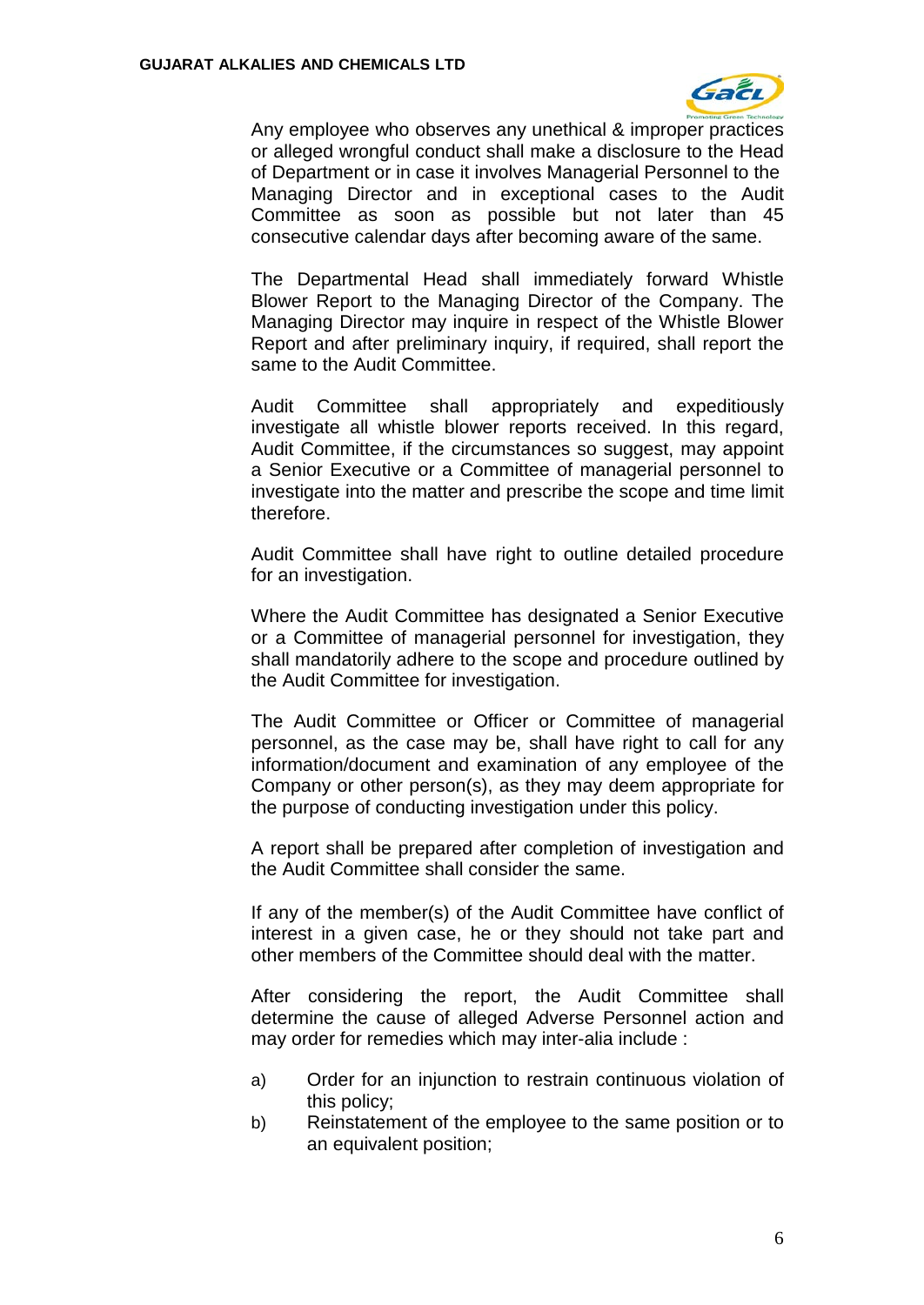Any employee who observes any unethical & improper practices or alleged wrongful conduct shall make a disclosure to the Head of Department or in case it involves Managerial Personnel to the Managing Director and in exceptional cases to the Audit Committee as soon as possible but not later than 45 consecutive calendar days after becoming aware of the same.

The Departmental Head shall immediately forward Whistle Blower Report to the Managing Director of the Company. The Managing Director may inquire in respect of the Whistle Blower Report and after preliminary inquiry, if required, shall report the same to the Audit Committee.

Audit Committee shall appropriately and expeditiously investigate all whistle blower reports received. In this regard, Audit Committee, if the circumstances so suggest, may appoint a Senior Executive or a Committee of managerial personnel to investigate into the matter and prescribe the scope and time limit therefore.

Audit Committee shall have right to outline detailed procedure for an investigation.

Where the Audit Committee has designated a Senior Executive or a Committee of managerial personnel for investigation, they shall mandatorily adhere to the scope and procedure outlined by the Audit Committee for investigation.

The Audit Committee or Officer or Committee of managerial personnel, as the case may be, shall have right to call for any information/document and examination of any employee of the Company or other person(s), as they may deem appropriate for the purpose of conducting investigation under this policy.

A report shall be prepared after completion of investigation and the Audit Committee shall consider the same.

If any of the member(s) of the Audit Committee have conflict of interest in a given case, he or they should not take part and other members of the Committee should deal with the matter.

After considering the report, the Audit Committee shall determine the cause of alleged Adverse Personnel action and may order for remedies which may inter-alia include :

a) Order for an injunction to restrain continuous violation of this policy;
b) Reinstatement of the employee to the same position or to an equivalent position;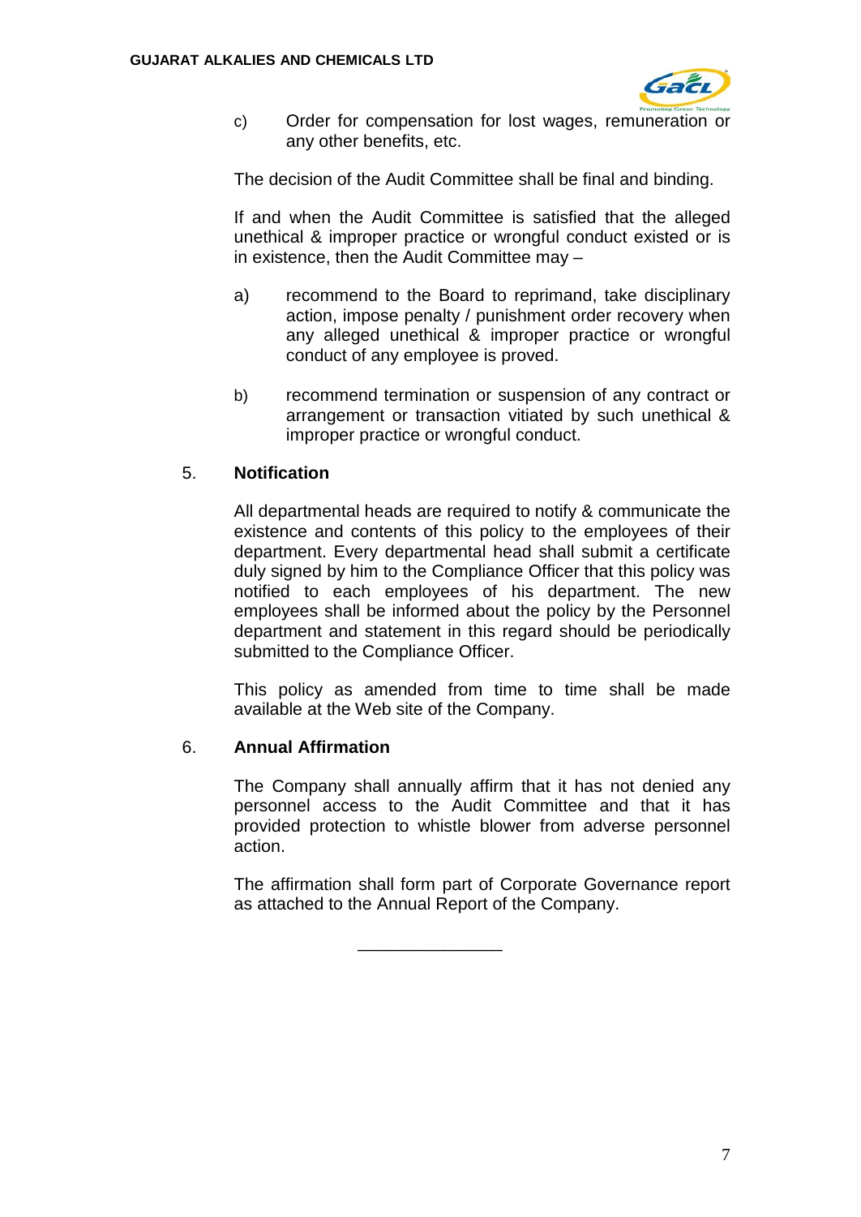c) Order for compensation for lost wages, remuneration or any other benefits, etc.

The decision of the Audit Committee shall be final and binding.

If and when the Audit Committee is satisfied that the alleged unethical & improper practice or wrongful conduct existed or is in existence, then the Audit Committee may –

a) recommend to the Board to reprimand, take disciplinary action, impose penalty / punishment order recovery when any alleged unethical & improper practice or wrongful conduct of any employee is proved.

b) recommend termination or suspension of any contract or arrangement or transaction vitiated by such unethical & improper practice or wrongful conduct.

## 5. Notification

All departmental heads are required to notify & communicate the existence and contents of this policy to the employees of their department. Every departmental head shall submit a certificate duly signed by him to the Compliance Officer that this policy was notified to each employees of his department. The new employees shall be informed about the policy by the Personnel department and statement in this regard should be periodically submitted to the Compliance Officer.

This policy as amended from time to time shall be made available at the Web site of the Company.

## 6. Annual Affirmation

The Company shall annually affirm that it has not denied any personnel access to the Audit Committee and that it has provided protection to whistle blower from adverse personnel action.

The affirmation shall form part of Corporate Governance report as attached to the Annual Report of the Company.

---